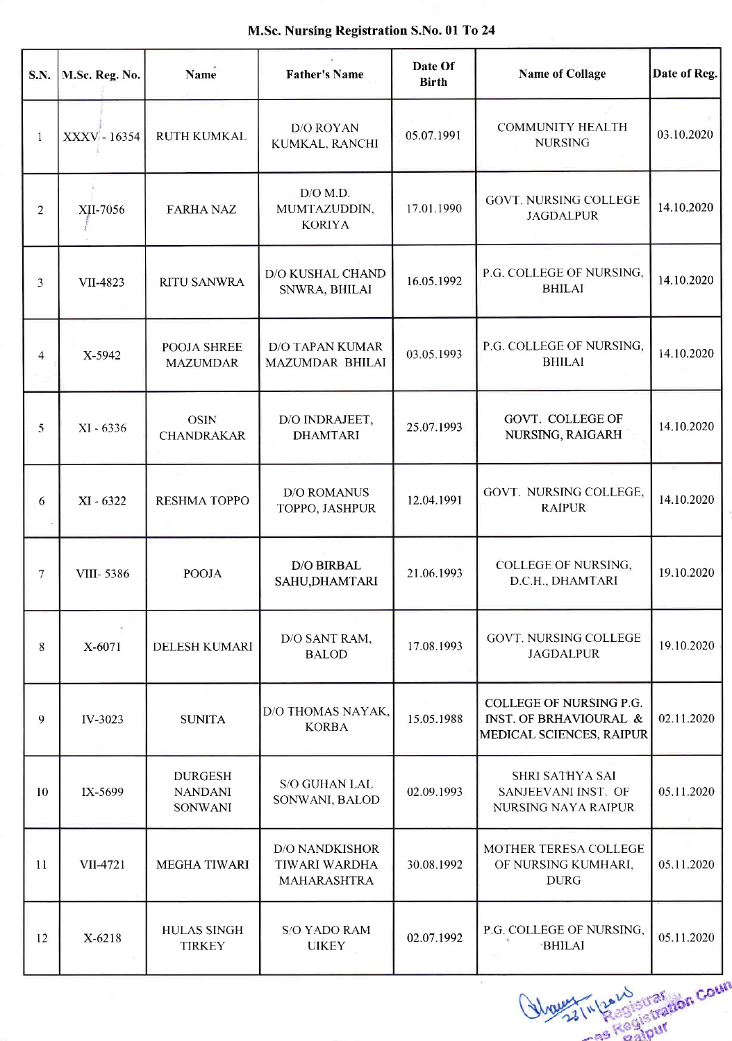# M.Sc. Nursing Registration S.No. 01 To 24

| S.N. | M.Sc. Reg. No. | Name | Father's Name | Date Of Birth | Name of Collage | Date of Reg. |
|---|---|---|---|---|---|---|
| 1 | XXXV - 16354 | RUTH KUMKAL | D/O ROYAN KUMKAL, RANCHI | 05.07.1991 | COMMUNITY HEALTH NURSING | 03.10.2020 |
| 2 | XII-7056 | FARHA NAZ | D/O M.D. MUMTAZUDDIN, KORIYA | 17.01.1990 | GOVT. NURSING COLLEGE JAGDALPUR | 14.10.2020 |
| 3 | VII-4823 | RITU SANWRA | D/O KUSHAL CHAND SNWRA, BHILAI | 16.05.1992 | P.G. COLLEGE OF NURSING, BHILAI | 14.10.2020 |
| 4 | X-5942 | POOJA SHREE MAZUMDAR | D/O TAPAN KUMAR MAZUMDAR BHILAI | 03.05.1993 | P.G. COLLEGE OF NURSING, BHILAI | 14.10.2020 |
| 5 | XI - 6336 | OSIN CHANDRAKAR | D/O INDRAJEET, DHAMTARI | 25.07.1993 | GOVT. COLLEGE OF NURSING, RAIGARH | 14.10.2020 |
| 6 | XI - 6322 | RESHMA TOPPO | D/O ROMANUS TOPPO, JASHPUR | 12.04.1991 | GOVT. NURSING COLLEGE, RAIPUR | 14.10.2020 |
| 7 | VIII- 5386 | POOJA | D/O BIRBAL SAHU,DHAMTARI | 21.06.1993 | COLLEGE OF NURSING, D.C.H., DHAMTARI | 19.10.2020 |
| 8 | X-6071 | DELESH KUMARI | D/O SANT RAM, BALOD | 17.08.1993 | GOVT. NURSING COLLEGE JAGDALPUR | 19.10.2020 |
| 9 | IV-3023 | SUNITA | D/O THOMAS NAYAK, KORBA | 15.05.1988 | COLLEGE OF NURSING P.G. INST. OF BRHAVIOURAL & MEDICAL SCIENCES, RAIPUR | 02.11.2020 |
| 10 | IX-5699 | DURGESH NANDANI SONWANI | S/O GUHAN LAL SONWANI, BALOD | 02.09.1993 | SHRI SATHYA SAI SANJEEVANI INST. OF NURSING NAYA RAIPUR | 05.11.2020 |
| 11 | VII-4721 | MEGHA TIWARI | D/O NANDKISHOR TIWARI WARDHA MAHARASHTRA | 30.08.1992 | MOTHER TERESA COLLEGE OF NURSING KUMHARI, DURG | 05.11.2020 |
| 12 | X-6218 | HULAS SINGH TIRKEY | S/O YADO RAM UIKEY | 02.07.1992 | P.G. COLLEGE OF NURSING, BHILAI | 05.11.2020 |

23/11/2020
Registrar
Registration Council
Raipur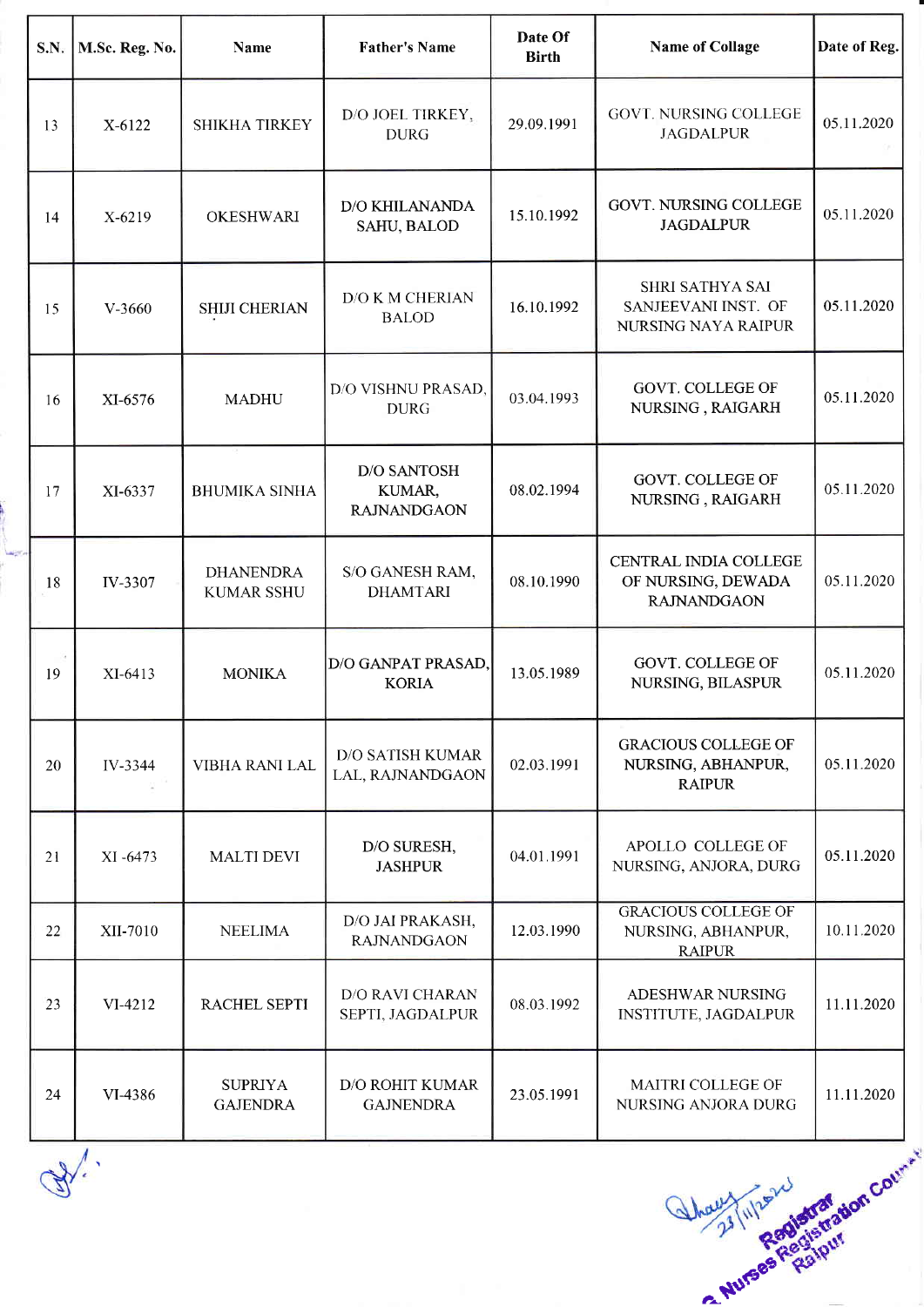| S.N. | M.Sc. Reg. No. | Name | Father's Name | Date Of Birth | Name of Collage | Date of Reg. |
|---|---|---|---|---|---|---|
| 13 | X-6122 | SHIKHA TIRKEY | D/O JOEL TIRKEY, DURG | 29.09.1991 | GOVT. NURSING COLLEGE JAGDALPUR | 05.11.2020 |
| 14 | X-6219 | OKESHWARI | D/O KHILANANDA SAHU, BALOD | 15.10.1992 | GOVT. NURSING COLLEGE JAGDALPUR | 05.11.2020 |
| 15 | V-3660 | SHIJI CHERIAN | D/O K M CHERIAN BALOD | 16.10.1992 | SHRI SATHYA SAI SANJEEVANI INST. OF NURSING NAYA RAIPUR | 05.11.2020 |
| 16 | XI-6576 | MADHU | D/O VISHNU PRASAD, DURG | 03.04.1993 | GOVT. COLLEGE OF NURSING , RAIGARH | 05.11.2020 |
| 17 | XI-6337 | BHUMIKA SINHA | D/O SANTOSH KUMAR, RAJNANDGAON | 08.02.1994 | GOVT. COLLEGE OF NURSING , RAIGARH | 05.11.2020 |
| 18 | IV-3307 | DHANENDRA KUMAR SSHU | S/O GANESH RAM, DHAMTARI | 08.10.1990 | CENTRAL INDIA COLLEGE OF NURSING, DEWADA RAJNANDGAON | 05.11.2020 |
| 19 | XI-6413 | MONIKA | D/O GANPAT PRASAD, KORIA | 13.05.1989 | GOVT. COLLEGE OF NURSING, BILASPUR | 05.11.2020 |
| 20 | IV-3344 | VIBHA RANI LAL | D/O SATISH KUMAR LAL, RAJNANDGAON | 02.03.1991 | GRACIOUS COLLEGE OF NURSING, ABHANPUR, RAIPUR | 05.11.2020 |
| 21 | XI -6473 | MALTI DEVI | D/O SURESH, JASHPUR | 04.01.1991 | APOLLO COLLEGE OF NURSING, ANJORA, DURG | 05.11.2020 |
| 22 | XII-7010 | NEELIMA | D/O JAI PRAKASH, RAJNANDGAON | 12.03.1990 | GRACIOUS COLLEGE OF NURSING, ABHANPUR, RAIPUR | 10.11.2020 |
| 23 | VI-4212 | RACHEL SEPTI | D/O RAVI CHARAN SEPTI, JAGDALPUR | 08.03.1992 | ADESHWAR NURSING INSTITUTE, JAGDALPUR | 11.11.2020 |
| 24 | VI-4386 | SUPRIYA GAJENDRA | D/O ROHIT KUMAR GAJNENDRA | 23.05.1991 | MAITRI COLLEGE OF NURSING ANJORA DURG | 11.11.2020 |

Registrar
Nurses Registration Council
Raipur